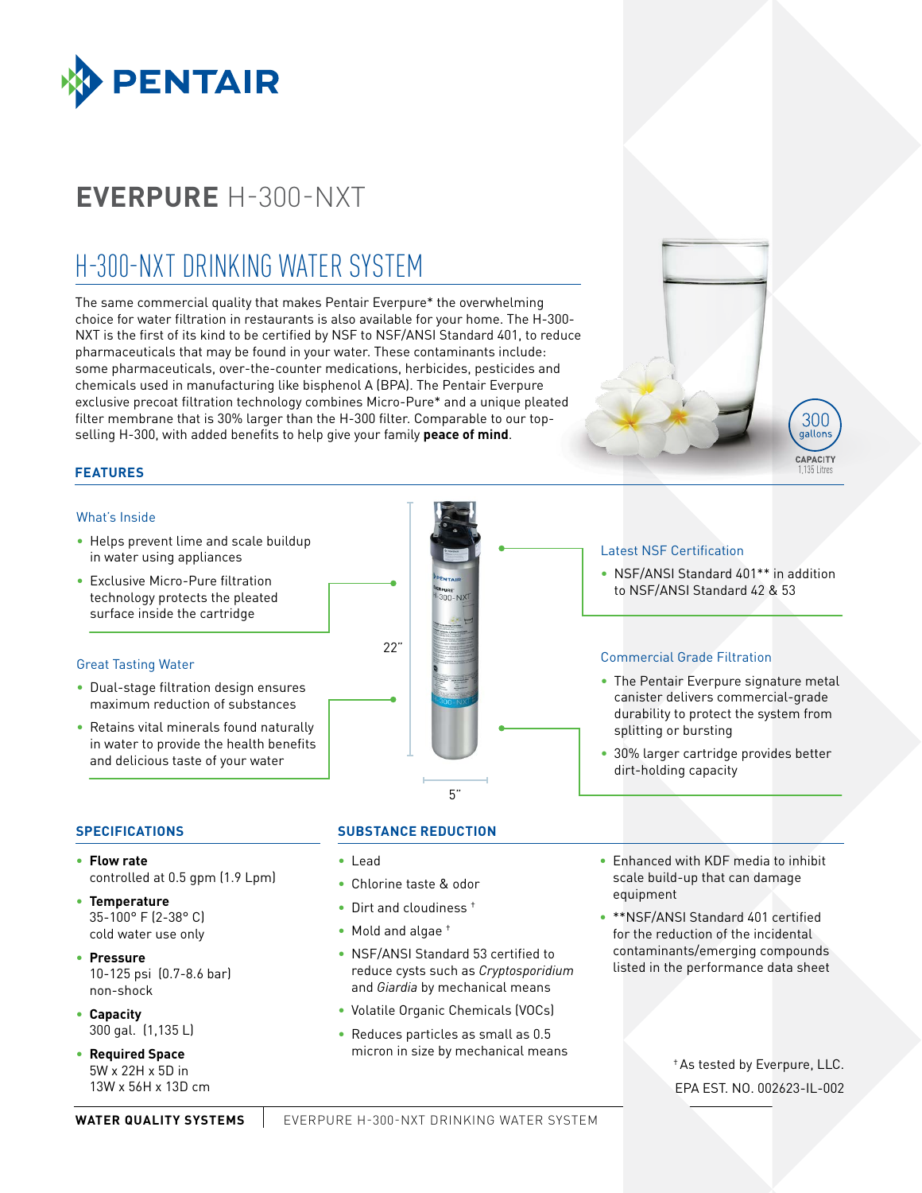PENTAIR

# EVERPURE H-300-NXT

## H-300-NXT DRINKING WATER SYSTEM

The same commercial quality that makes Pentair Everpure* the overwhelming choice for water filtration in restaurants is also available for your home. The H-300-NXT is the first of its kind to be certified by NSF to NSF/ANSI Standard 401, to reduce pharmaceuticals that may be found in your water. These contaminants include: some pharmaceuticals, over-the-counter medications, herbicides, pesticides and chemicals used in manufacturing like bisphenol A (BPA). The Pentair Everpure exclusive precoat filtration technology combines Micro-Pure* and a unique pleated filter membrane that is 30% larger than the H-300 filter. Comparable to our top-selling H-300, with added benefits to help give your family **peace of mind**.

300 gallons CAPACITY 1,135 Litres

### FEATURES

**What's Inside**

- Helps prevent lime and scale buildup in water using appliances
- Exclusive Micro-Pure filtration technology protects the pleated surface inside the cartridge

**Great Tasting Water**

- Dual-stage filtration design ensures maximum reduction of substances
- Retains vital minerals found naturally in water to provide the health benefits and delicious taste of your water

22"

5"

**Latest NSF Certification**

- NSF/ANSI Standard 401** in addition to NSF/ANSI Standard 42 & 53

**Commercial Grade Filtration**

- The Pentair Everpure signature metal canister delivers commercial-grade durability to protect the system from splitting or bursting
- 30% larger cartridge provides better dirt-holding capacity

### SPECIFICATIONS

- **Flow rate**
  controlled at 0.5 gpm (1.9 Lpm)
- **Temperature**
  35-100° F (2-38° C)
  cold water use only
- **Pressure**
  10-125 psi (0.7-8.6 bar)
  non-shock
- **Capacity**
  300 gal. (1,135 L)
- **Required Space**
  5W x 22H x 5D in
  13W x 56H x 13D cm

### SUBSTANCE REDUCTION

- Lead
- Chlorine taste & odor
- Dirt and cloudiness †
- Mold and algae †
- NSF/ANSI Standard 53 certified to reduce cysts such as *Cryptosporidium* and *Giardia* by mechanical means
- Volatile Organic Chemicals (VOCs)
- Reduces particles as small as 0.5 micron in size by mechanical means
- Enhanced with KDF media to inhibit scale build-up that can damage equipment
- **NSF/ANSI Standard 401 certified for the reduction of the incidental contaminants/emerging compounds listed in the performance data sheet

† As tested by Everpure, LLC.

EPA EST. NO. 002623-IL-002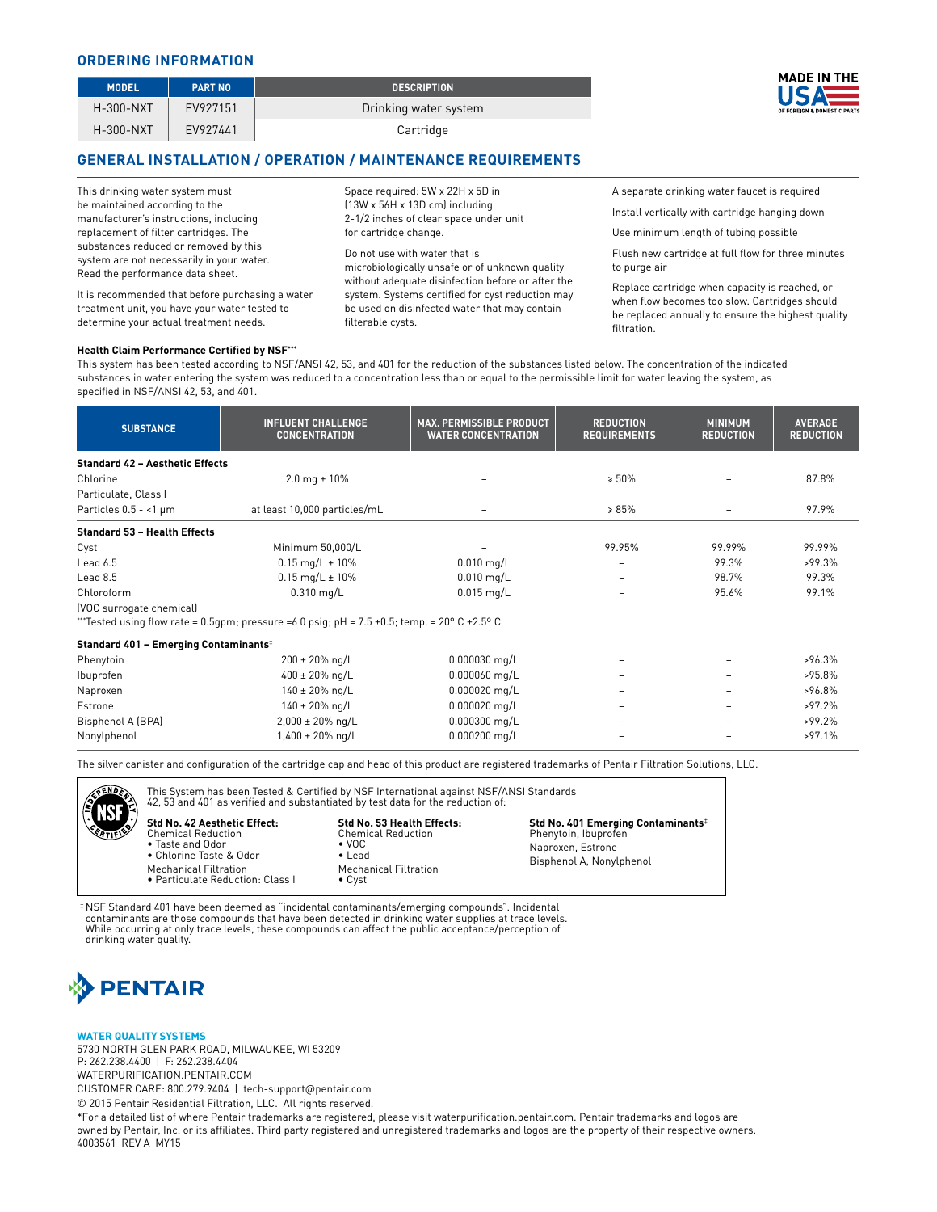## ORDERING INFORMATION

| MODEL | PART NO | DESCRIPTION |
|---|---|---|
| H-300-NXT | EV927151 | Drinking water system |
| H-300-NXT | EV927441 | Cartridge |

MADE IN THE USA OF FOREIGN & DOMESTIC PARTS

## GENERAL INSTALLATION / OPERATION / MAINTENANCE REQUIREMENTS

This drinking water system must be maintained according to the manufacturer's instructions, including replacement of filter cartridges. The substances reduced or removed by this system are not necessarily in your water. Read the performance data sheet.

It is recommended that before purchasing a water treatment unit, you have your water tested to determine your actual treatment needs.

Space required: 5W x 22H x 5D in (13W x 56H x 13D cm) including 2-1/2 inches of clear space under unit for cartridge change.

Do not use with water that is microbiologically unsafe or of unknown quality without adequate disinfection before or after the system. Systems certified for cyst reduction may be used on disinfected water that may contain filterable cysts.

A separate drinking water faucet is required

Install vertically with cartridge hanging down

Use minimum length of tubing possible

Flush new cartridge at full flow for three minutes to purge air

Replace cartridge when capacity is reached, or when flow becomes too slow. Cartridges should be replaced annually to ensure the highest quality filtration.

**Health Claim Performance Certified by NSF\*\*\***

This system has been tested according to NSF/ANSI 42, 53, and 401 for the reduction of the substances listed below. The concentration of the indicated substances in water entering the system was reduced to a concentration less than or equal to the permissible limit for water leaving the system, as specified in NSF/ANSI 42, 53, and 401.

| SUBSTANCE | INFLUENT CHALLENGE CONCENTRATION | MAX. PERMISSIBLE PRODUCT WATER CONCENTRATION | REDUCTION REQUIREMENTS | MINIMUM REDUCTION | AVERAGE REDUCTION |
|---|---|---|---|---|---|
| **Standard 42 – Aesthetic Effects** | | | | | |
| Chlorine | 2.0 mg ± 10% | – | ≥ 50% | – | 87.8% |
| Particulate, Class I | | | | | |
| Particles 0.5 - <1 µm | at least 10,000 particles/mL | – | ≥ 85% | – | 97.9% |
| **Standard 53 – Health Effects** | | | | | |
| Cyst | Minimum 50,000/L | – | 99.95% | 99.99% | 99.99% |
| Lead 6.5 | 0.15 mg/L ± 10% | 0.010 mg/L | – | 99.3% | >99.3% |
| Lead 8.5 | 0.15 mg/L ± 10% | 0.010 mg/L | – | 98.7% | 99.3% |
| Chloroform | 0.310 mg/L | 0.015 mg/L | – | 95.6% | 99.1% |
| (VOC surrogate chemical) | | | | | |
| \*\*\*Tested using flow rate = 0.5gpm; pressure =6 0 psig; pH = 7.5 ±0.5; temp. = 20° C ±2.5° C | | | | | |
| **Standard 401 – Emerging Contaminants‡** | | | | | |
| Phenytoin | 200 ± 20% ng/L | 0.000030 mg/L | – | – | >96.3% |
| Ibuprofen | 400 ± 20% ng/L | 0.000060 mg/L | – | – | >95.8% |
| Naproxen | 140 ± 20% ng/L | 0.000020 mg/L | – | – | >96.8% |
| Estrone | 140 ± 20% ng/L | 0.000020 mg/L | – | – | >97.2% |
| Bisphenol A (BPA) | 2,000 ± 20% ng/L | 0.000300 mg/L | – | – | >99.2% |
| Nonylphenol | 1,400 ± 20% ng/L | 0.000200 mg/L | – | – | >97.1% |

The silver canister and configuration of the cartridge cap and head of this product are registered trademarks of Pentair Filtration Solutions, LLC.

INDEPENDENTLY NSF CERTIFIED

This System has been Tested & Certified by NSF International against NSF/ANSI Standards 42, 53 and 401 as verified and substantiated by test data for the reduction of:

**Std No. 42 Aesthetic Effect:**
Chemical Reduction
- Taste and Odor
- Chlorine Taste & Odor

Mechanical Filtration
- Particulate Reduction: Class I

**Std No. 53 Health Effects:**
Chemical Reduction
- VOC
- Lead

Mechanical Filtration
- Cyst

**Std No. 401 Emerging Contaminants‡**
Phenytoin, Ibuprofen
Naproxen, Estrone
Bisphenol A, Nonylphenol

‡ NSF Standard 401 have been deemed as "incidental contaminants/emerging compounds". Incidental contaminants are those compounds that have been detected in drinking water supplies at trace levels. While occurring at only trace levels, these compounds can affect the public acceptance/perception of drinking water quality.

PENTAIR

**WATER QUALITY SYSTEMS**
5730 NORTH GLEN PARK ROAD, MILWAUKEE, WI 53209
P: 262.238.4400 | F: 262.238.4404
WATERPURIFICATION.PENTAIR.COM
CUSTOMER CARE: 800.279.9404 | tech-support@pentair.com
© 2015 Pentair Residential Filtration, LLC. All rights reserved.
*For a detailed list of where Pentair trademarks are registered, please visit waterpurification.pentair.com. Pentair trademarks and logos are owned by Pentair, Inc. or its affiliates. Third party registered and unregistered trademarks and logos are the property of their respective owners.
4003561 REV A MY15